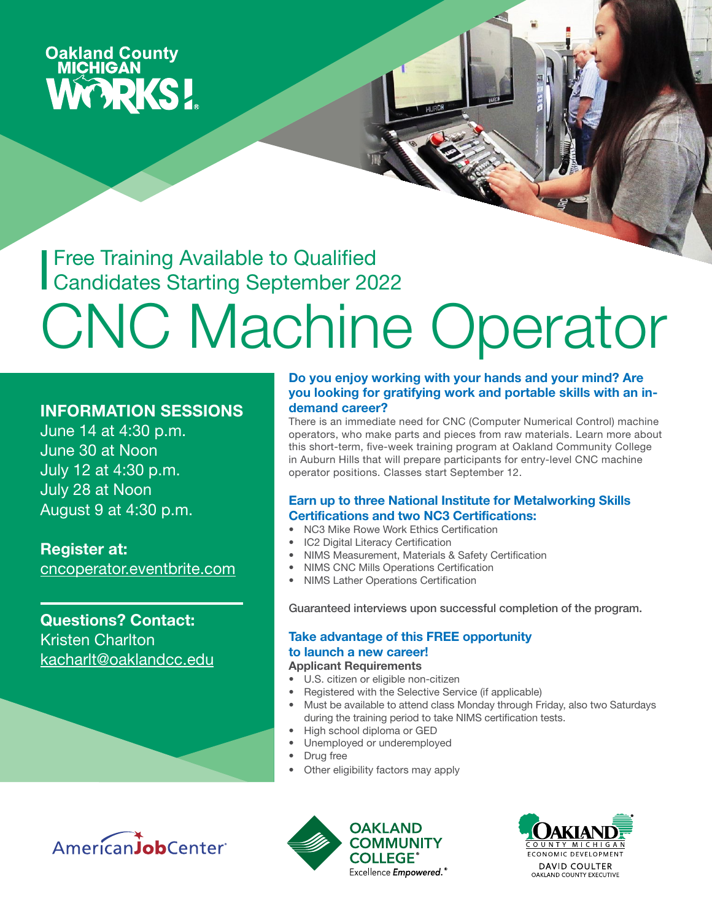Oakland County MICHIGAN WORKS!

Free Training Available to Qualified Candidates Starting September 2022

# CNC Machine Operator

## INFORMATION SESSIONS

June 14 at 4:30 p.m.
June 30 at Noon
July 12 at 4:30 p.m.
July 28 at Noon
August 9 at 4:30 p.m.

**Register at:**
cncoperator.eventbrite.com

**Questions? Contact:**
Kristen Charlton
kacharlt@oaklandcc.edu

### Do you enjoy working with your hands and your mind? Are you looking for gratifying work and portable skills with an in-demand career?

There is an immediate need for CNC (Computer Numerical Control) machine operators, who make parts and pieces from raw materials. Learn more about this short-term, five-week training program at Oakland Community College in Auburn Hills that will prepare participants for entry-level CNC machine operator positions. Classes start September 12.

### Earn up to three National Institute for Metalworking Skills Certifications and two NC3 Certifications:

- NC3 Mike Rowe Work Ethics Certification
- IC2 Digital Literacy Certification
- NIMS Measurement, Materials & Safety Certification
- NIMS CNC Mills Operations Certification
- NIMS Lather Operations Certification

**Guaranteed interviews upon successful completion of the program.**

### Take advantage of this FREE opportunity to launch a new career!

**Applicant Requirements**

- U.S. citizen or eligible non-citizen
- Registered with the Selective Service (if applicable)
- Must be available to attend class Monday through Friday, also two Saturdays during the training period to take NIMS certification tests.
- High school diploma or GED
- Unemployed or underemployed
- Drug free
- Other eligibility factors may apply

AmericanJobCenter

OAKLAND COMMUNITY COLLEGE
Excellence *Empowered.*

OAKLAND COUNTY MICHIGAN
ECONOMIC DEVELOPMENT
DAVID COULTER
OAKLAND COUNTY EXECUTIVE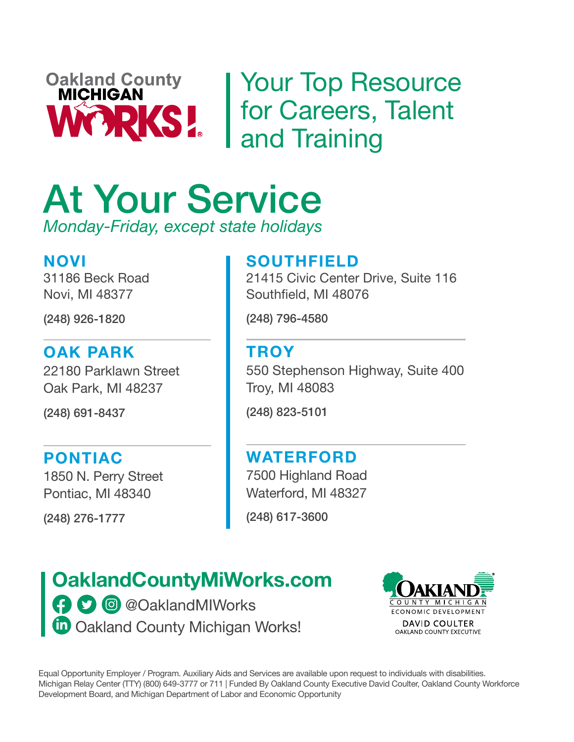Oakland County MICHIGAN WORKS!

Your Top Resource for Careers, Talent and Training

# At Your Service

*Monday-Friday, except state holidays*

### NOVI

31186 Beck Road
Novi, MI 48377

(248) 926-1820

### OAK PARK

22180 Parklawn Street
Oak Park, MI 48237

(248) 691-8437

### PONTIAC

1850 N. Perry Street
Pontiac, MI 48340

(248) 276-1777

### SOUTHFIELD

21415 Civic Center Drive, Suite 116
Southfield, MI 48076

(248) 796-4580

### TROY

550 Stephenson Highway, Suite 400
Troy, MI 48083

(248) 823-5101

### WATERFORD

7500 Highland Road
Waterford, MI 48327

(248) 617-3600

## OaklandCountyMiWorks.com

@OaklandMIWorks

Oakland County Michigan Works!

OAKLAND COUNTY MICHIGAN
ECONOMIC DEVELOPMENT
DAVID COULTER
OAKLAND COUNTY EXECUTIVE

Equal Opportunity Employer / Program. Auxiliary Aids and Services are available upon request to individuals with disabilities. Michigan Relay Center (TTY) (800) 649-3777 or 711 | Funded By Oakland County Executive David Coulter, Oakland County Workforce Development Board, and Michigan Department of Labor and Economic Opportunity